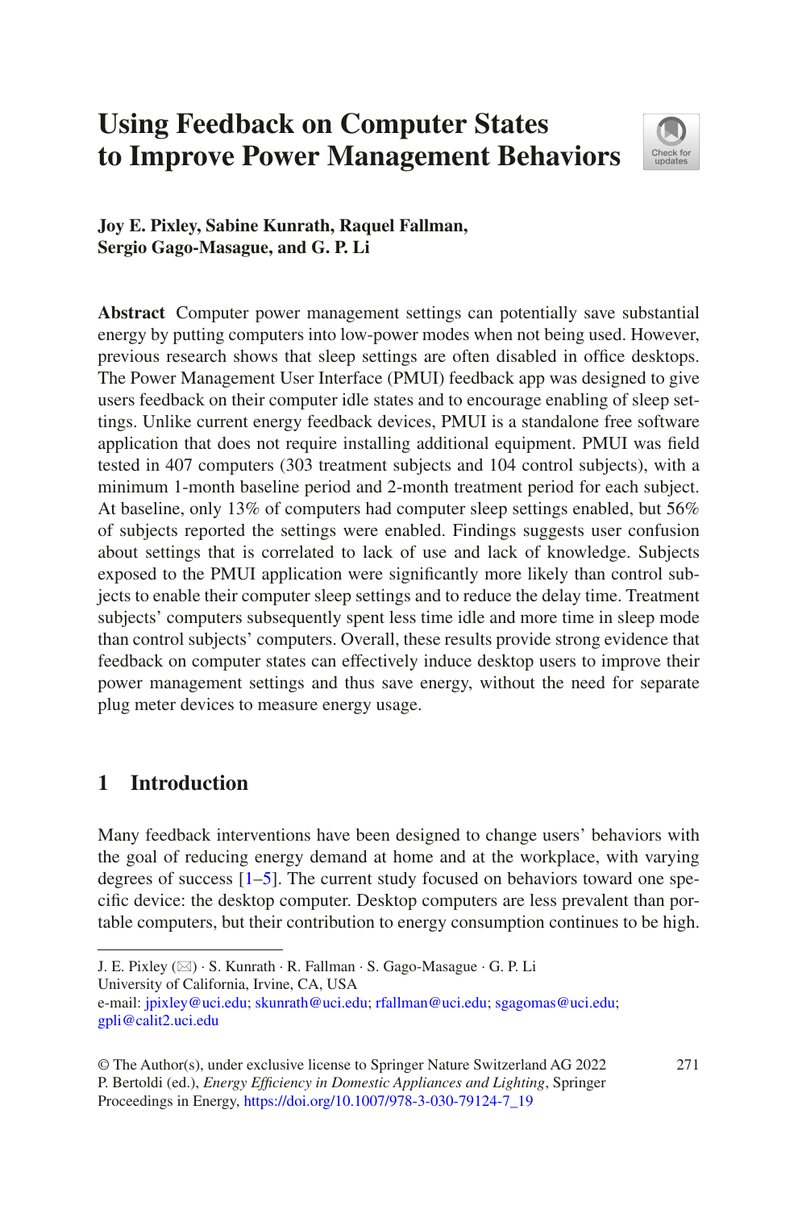# Using Feedback on Computer States to Improve Power Management Behaviors

**Joy E. Pixley, Sabine Kunrath, Raquel Fallman, Sergio Gago-Masague, and G. P. Li**

**Abstract** Computer power management settings can potentially save substantial energy by putting computers into low-power modes when not being used. However, previous research shows that sleep settings are often disabled in office desktops. The Power Management User Interface (PMUI) feedback app was designed to give users feedback on their computer idle states and to encourage enabling of sleep settings. Unlike current energy feedback devices, PMUI is a standalone free software application that does not require installing additional equipment. PMUI was field tested in 407 computers (303 treatment subjects and 104 control subjects), with a minimum 1-month baseline period and 2-month treatment period for each subject. At baseline, only 13% of computers had computer sleep settings enabled, but 56% of subjects reported the settings were enabled. Findings suggests user confusion about settings that is correlated to lack of use and lack of knowledge. Subjects exposed to the PMUI application were significantly more likely than control subjects to enable their computer sleep settings and to reduce the delay time. Treatment subjects' computers subsequently spent less time idle and more time in sleep mode than control subjects' computers. Overall, these results provide strong evidence that feedback on computer states can effectively induce desktop users to improve their power management settings and thus save energy, without the need for separate plug meter devices to measure energy usage.

## 1 Introduction

Many feedback interventions have been designed to change users' behaviors with the goal of reducing energy demand at home and at the workplace, with varying degrees of success [1–5]. The current study focused on behaviors toward one specific device: the desktop computer. Desktop computers are less prevalent than portable computers, but their contribution to energy consumption continues to be high.

---

J. E. Pixley (✉) · S. Kunrath · R. Fallman · S. Gago-Masague · G. P. Li
University of California, Irvine, CA, USA
e-mail: jpixley@uci.edu; skunrath@uci.edu; rfallman@uci.edu; sgagomas@uci.edu; gpli@calit2.uci.edu

© The Author(s), under exclusive license to Springer Nature Switzerland AG 2022
P. Bertoldi (ed.), *Energy Efficiency in Domestic Appliances and Lighting*, Springer Proceedings in Energy, https://doi.org/10.1007/978-3-030-79124-7_19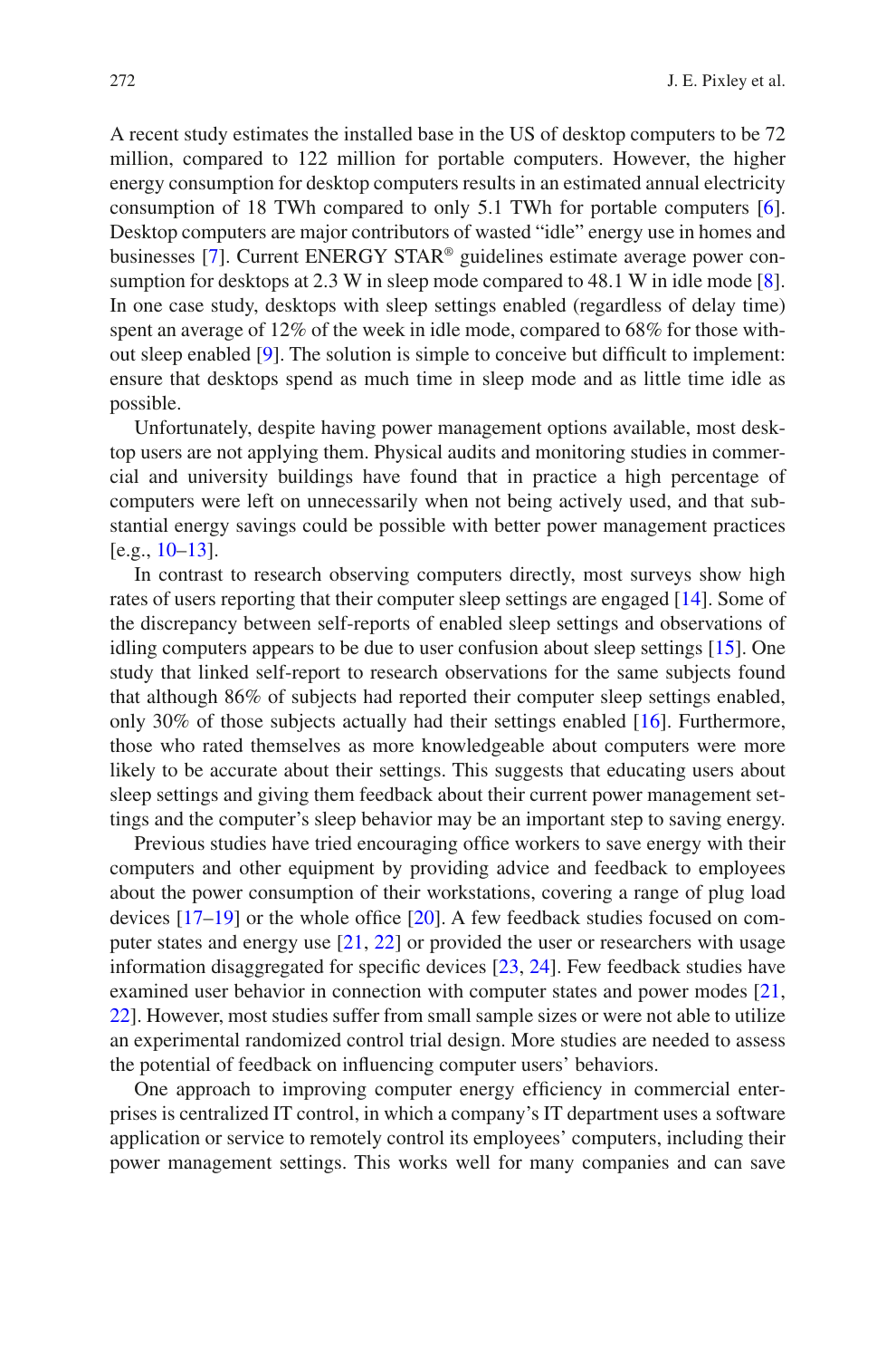A recent study estimates the installed base in the US of desktop computers to be 72 million, compared to 122 million for portable computers. However, the higher energy consumption for desktop computers results in an estimated annual electricity consumption of 18 TWh compared to only 5.1 TWh for portable computers [6]. Desktop computers are major contributors of wasted "idle" energy use in homes and businesses [7]. Current ENERGY STAR® guidelines estimate average power consumption for desktops at 2.3 W in sleep mode compared to 48.1 W in idle mode [8]. In one case study, desktops with sleep settings enabled (regardless of delay time) spent an average of 12% of the week in idle mode, compared to 68% for those without sleep enabled [9]. The solution is simple to conceive but difficult to implement: ensure that desktops spend as much time in sleep mode and as little time idle as possible.

Unfortunately, despite having power management options available, most desktop users are not applying them. Physical audits and monitoring studies in commercial and university buildings have found that in practice a high percentage of computers were left on unnecessarily when not being actively used, and that substantial energy savings could be possible with better power management practices [e.g., 10–13].

In contrast to research observing computers directly, most surveys show high rates of users reporting that their computer sleep settings are engaged [14]. Some of the discrepancy between self-reports of enabled sleep settings and observations of idling computers appears to be due to user confusion about sleep settings [15]. One study that linked self-report to research observations for the same subjects found that although 86% of subjects had reported their computer sleep settings enabled, only 30% of those subjects actually had their settings enabled [16]. Furthermore, those who rated themselves as more knowledgeable about computers were more likely to be accurate about their settings. This suggests that educating users about sleep settings and giving them feedback about their current power management settings and the computer's sleep behavior may be an important step to saving energy.

Previous studies have tried encouraging office workers to save energy with their computers and other equipment by providing advice and feedback to employees about the power consumption of their workstations, covering a range of plug load devices [17–19] or the whole office [20]. A few feedback studies focused on computer states and energy use [21, 22] or provided the user or researchers with usage information disaggregated for specific devices [23, 24]. Few feedback studies have examined user behavior in connection with computer states and power modes [21, 22]. However, most studies suffer from small sample sizes or were not able to utilize an experimental randomized control trial design. More studies are needed to assess the potential of feedback on influencing computer users' behaviors.

One approach to improving computer energy efficiency in commercial enterprises is centralized IT control, in which a company's IT department uses a software application or service to remotely control its employees' computers, including their power management settings. This works well for many companies and can save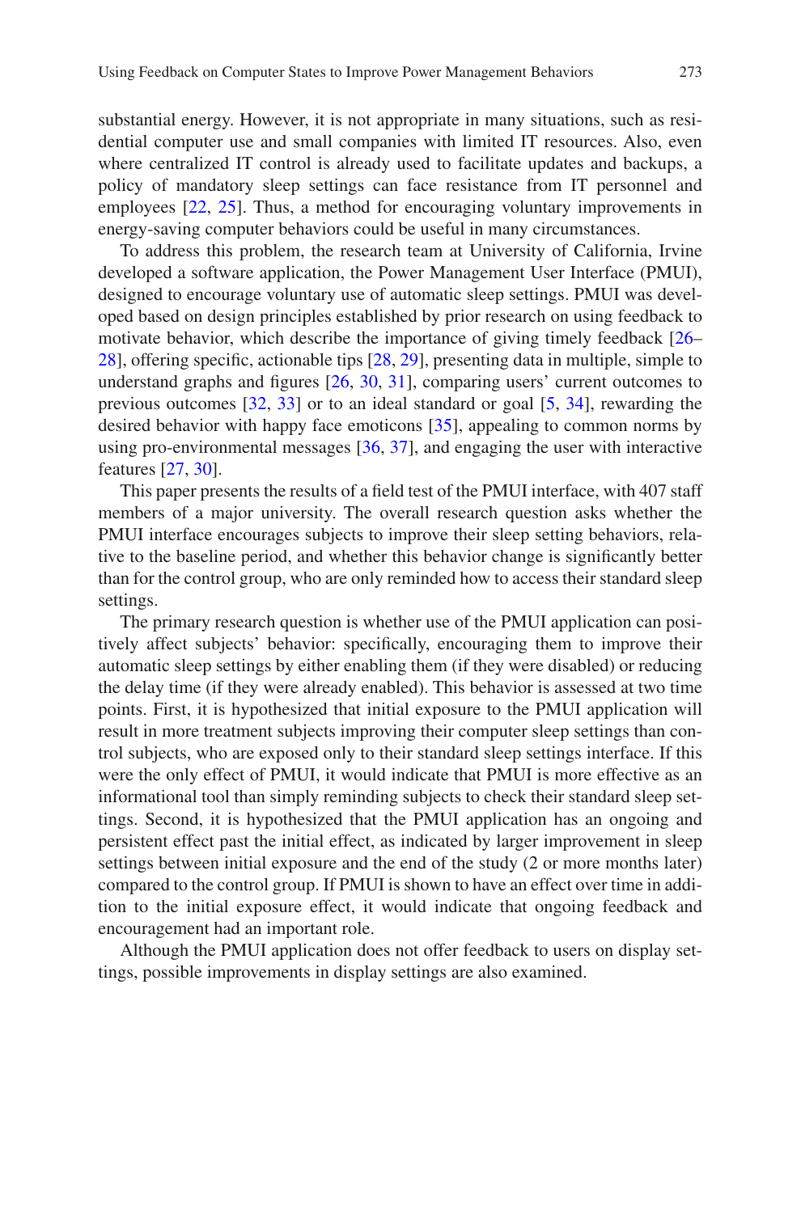substantial energy. However, it is not appropriate in many situations, such as residential computer use and small companies with limited IT resources. Also, even where centralized IT control is already used to facilitate updates and backups, a policy of mandatory sleep settings can face resistance from IT personnel and employees [22, 25]. Thus, a method for encouraging voluntary improvements in energy-saving computer behaviors could be useful in many circumstances.

To address this problem, the research team at University of California, Irvine developed a software application, the Power Management User Interface (PMUI), designed to encourage voluntary use of automatic sleep settings. PMUI was developed based on design principles established by prior research on using feedback to motivate behavior, which describe the importance of giving timely feedback [26–28], offering specific, actionable tips [28, 29], presenting data in multiple, simple to understand graphs and figures [26, 30, 31], comparing users' current outcomes to previous outcomes [32, 33] or to an ideal standard or goal [5, 34], rewarding the desired behavior with happy face emoticons [35], appealing to common norms by using pro-environmental messages [36, 37], and engaging the user with interactive features [27, 30].

This paper presents the results of a field test of the PMUI interface, with 407 staff members of a major university. The overall research question asks whether the PMUI interface encourages subjects to improve their sleep setting behaviors, relative to the baseline period, and whether this behavior change is significantly better than for the control group, who are only reminded how to access their standard sleep settings.

The primary research question is whether use of the PMUI application can positively affect subjects' behavior: specifically, encouraging them to improve their automatic sleep settings by either enabling them (if they were disabled) or reducing the delay time (if they were already enabled). This behavior is assessed at two time points. First, it is hypothesized that initial exposure to the PMUI application will result in more treatment subjects improving their computer sleep settings than control subjects, who are exposed only to their standard sleep settings interface. If this were the only effect of PMUI, it would indicate that PMUI is more effective as an informational tool than simply reminding subjects to check their standard sleep settings. Second, it is hypothesized that the PMUI application has an ongoing and persistent effect past the initial effect, as indicated by larger improvement in sleep settings between initial exposure and the end of the study (2 or more months later) compared to the control group. If PMUI is shown to have an effect over time in addition to the initial exposure effect, it would indicate that ongoing feedback and encouragement had an important role.

Although the PMUI application does not offer feedback to users on display settings, possible improvements in display settings are also examined.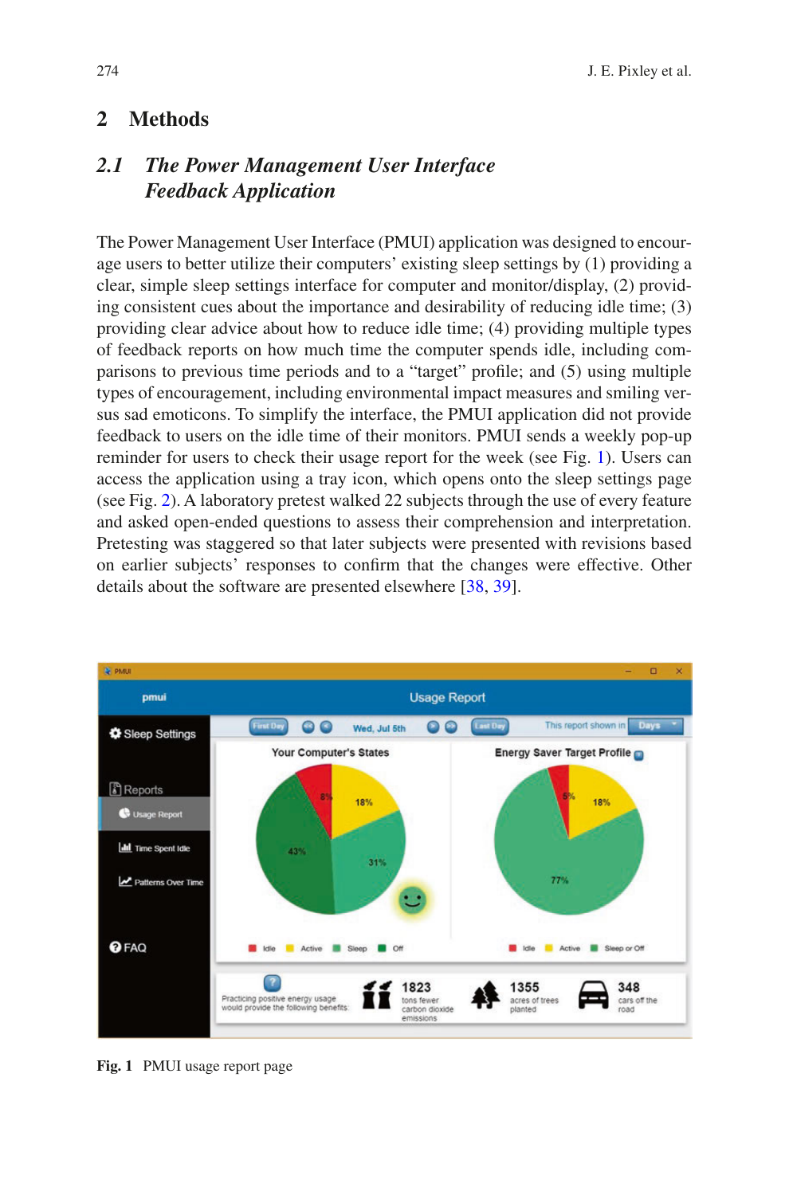## 2 Methods

### 2.1 *The Power Management User Interface Feedback Application*

The Power Management User Interface (PMUI) application was designed to encourage users to better utilize their computers' existing sleep settings by (1) providing a clear, simple sleep settings interface for computer and monitor/display, (2) providing consistent cues about the importance and desirability of reducing idle time; (3) providing clear advice about how to reduce idle time; (4) providing multiple types of feedback reports on how much time the computer spends idle, including comparisons to previous time periods and to a "target" profile; and (5) using multiple types of encouragement, including environmental impact measures and smiling versus sad emoticons. To simplify the interface, the PMUI application did not provide feedback to users on the idle time of their monitors. PMUI sends a weekly pop-up reminder for users to check their usage report for the week (see Fig. 1). Users can access the application using a tray icon, which opens onto the sleep settings page (see Fig. 2). A laboratory pretest walked 22 subjects through the use of every feature and asked open-ended questions to assess their comprehension and interpretation. Pretesting was staggered so that later subjects were presented with revisions based on earlier subjects' responses to confirm that the changes were effective. Other details about the software are presented elsewhere [38, 39].

**Fig. 1** PMUI usage report page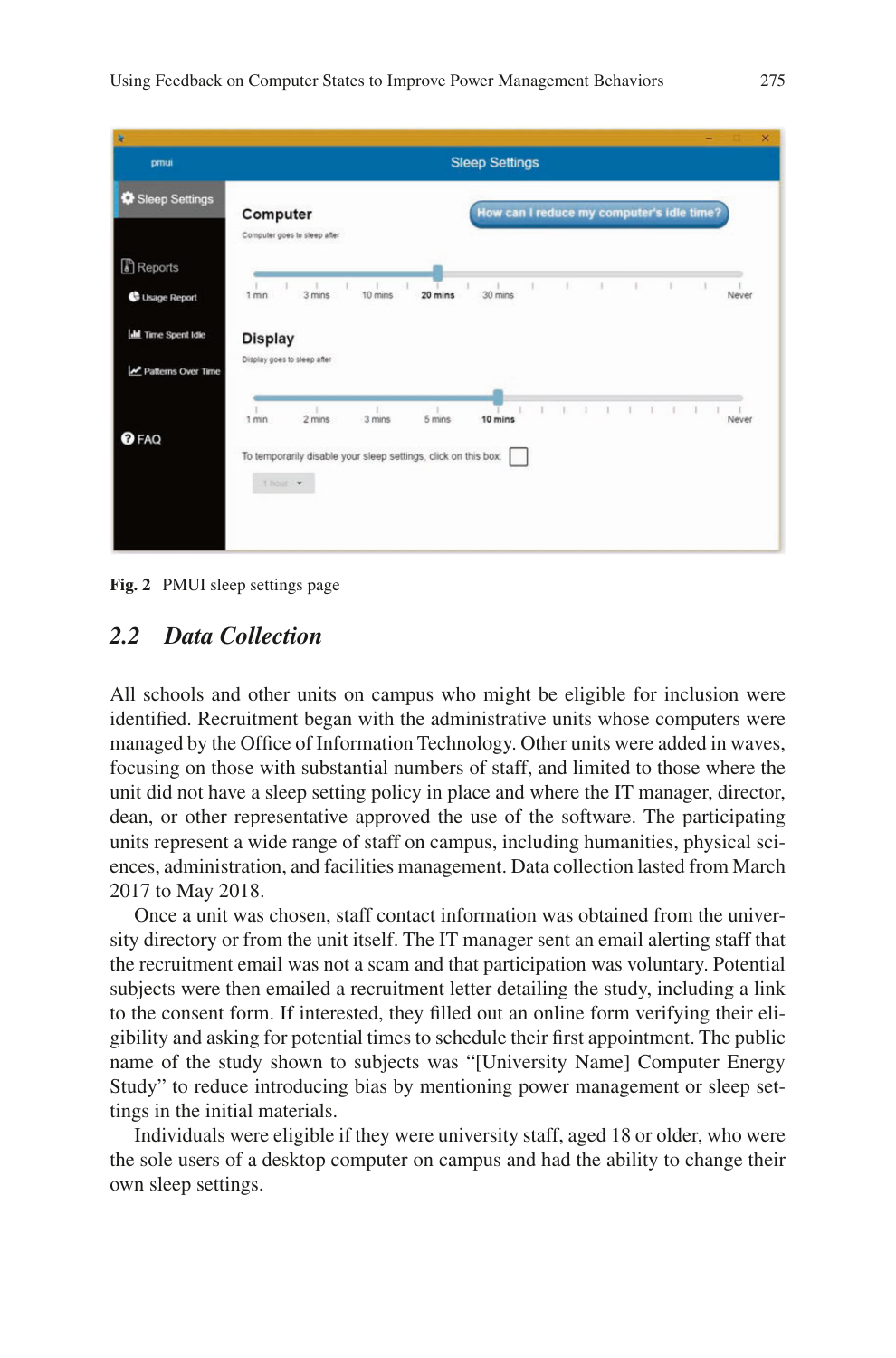Fig. 2 PMUI sleep settings page

## 2.2 Data Collection

All schools and other units on campus who might be eligible for inclusion were identified. Recruitment began with the administrative units whose computers were managed by the Office of Information Technology. Other units were added in waves, focusing on those with substantial numbers of staff, and limited to those where the unit did not have a sleep setting policy in place and where the IT manager, director, dean, or other representative approved the use of the software. The participating units represent a wide range of staff on campus, including humanities, physical sciences, administration, and facilities management. Data collection lasted from March 2017 to May 2018.

Once a unit was chosen, staff contact information was obtained from the university directory or from the unit itself. The IT manager sent an email alerting staff that the recruitment email was not a scam and that participation was voluntary. Potential subjects were then emailed a recruitment letter detailing the study, including a link to the consent form. If interested, they filled out an online form verifying their eligibility and asking for potential times to schedule their first appointment. The public name of the study shown to subjects was "[University Name] Computer Energy Study" to reduce introducing bias by mentioning power management or sleep settings in the initial materials.

Individuals were eligible if they were university staff, aged 18 or older, who were the sole users of a desktop computer on campus and had the ability to change their own sleep settings.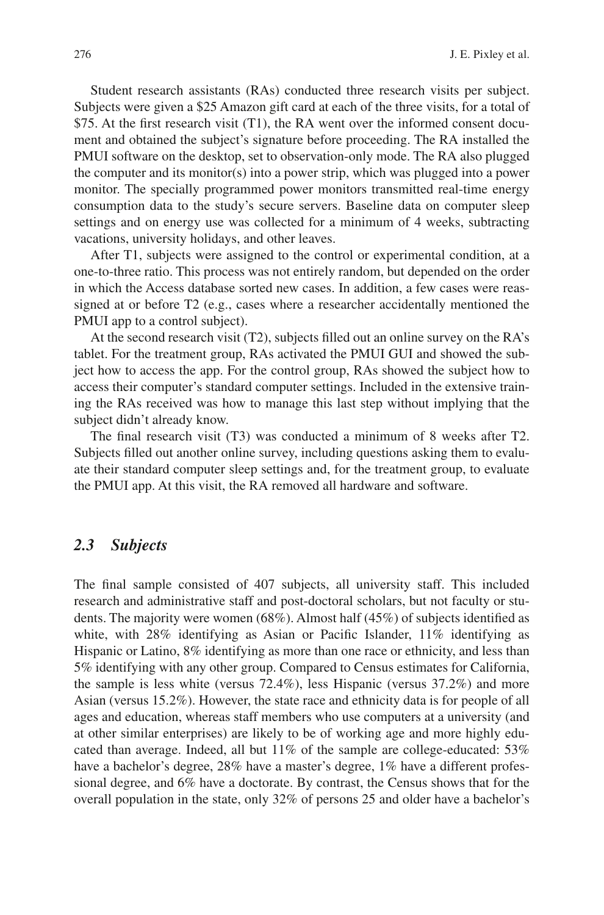Student research assistants (RAs) conducted three research visits per subject. Subjects were given a $25 Amazon gift card at each of the three visits, for a total of $75. At the first research visit (T1), the RA went over the informed consent document and obtained the subject's signature before proceeding. The RA installed the PMUI software on the desktop, set to observation-only mode. The RA also plugged the computer and its monitor(s) into a power strip, which was plugged into a power monitor. The specially programmed power monitors transmitted real-time energy consumption data to the study's secure servers. Baseline data on computer sleep settings and on energy use was collected for a minimum of 4 weeks, subtracting vacations, university holidays, and other leaves.

After T1, subjects were assigned to the control or experimental condition, at a one-to-three ratio. This process was not entirely random, but depended on the order in which the Access database sorted new cases. In addition, a few cases were reassigned at or before T2 (e.g., cases where a researcher accidentally mentioned the PMUI app to a control subject).

At the second research visit (T2), subjects filled out an online survey on the RA's tablet. For the treatment group, RAs activated the PMUI GUI and showed the subject how to access the app. For the control group, RAs showed the subject how to access their computer's standard computer settings. Included in the extensive training the RAs received was how to manage this last step without implying that the subject didn't already know.

The final research visit (T3) was conducted a minimum of 8 weeks after T2. Subjects filled out another online survey, including questions asking them to evaluate their standard computer sleep settings and, for the treatment group, to evaluate the PMUI app. At this visit, the RA removed all hardware and software.

### *2.3 Subjects*

The final sample consisted of 407 subjects, all university staff. This included research and administrative staff and post-doctoral scholars, but not faculty or students. The majority were women (68%). Almost half (45%) of subjects identified as white, with 28% identifying as Asian or Pacific Islander, 11% identifying as Hispanic or Latino, 8% identifying as more than one race or ethnicity, and less than 5% identifying with any other group. Compared to Census estimates for California, the sample is less white (versus 72.4%), less Hispanic (versus 37.2%) and more Asian (versus 15.2%). However, the state race and ethnicity data is for people of all ages and education, whereas staff members who use computers at a university (and at other similar enterprises) are likely to be of working age and more highly educated than average. Indeed, all but 11% of the sample are college-educated: 53% have a bachelor's degree, 28% have a master's degree, 1% have a different professional degree, and 6% have a doctorate. By contrast, the Census shows that for the overall population in the state, only 32% of persons 25 and older have a bachelor's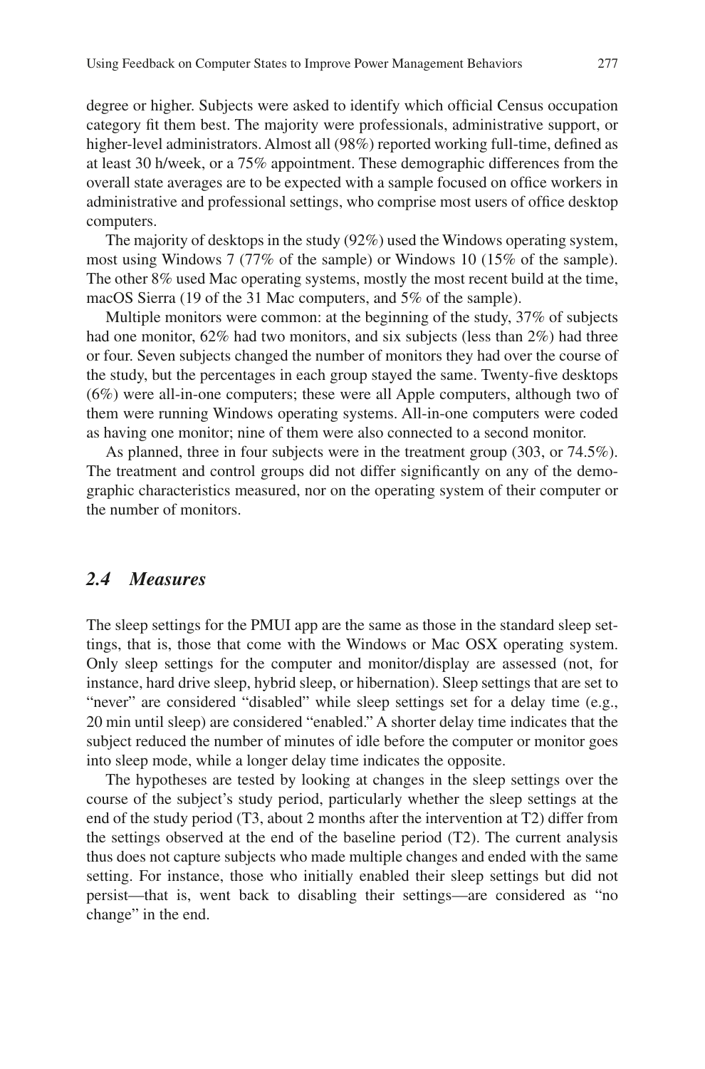degree or higher. Subjects were asked to identify which official Census occupation category fit them best. The majority were professionals, administrative support, or higher-level administrators. Almost all (98%) reported working full-time, defined as at least 30 h/week, or a 75% appointment. These demographic differences from the overall state averages are to be expected with a sample focused on office workers in administrative and professional settings, who comprise most users of office desktop computers.

The majority of desktops in the study (92%) used the Windows operating system, most using Windows 7 (77% of the sample) or Windows 10 (15% of the sample). The other 8% used Mac operating systems, mostly the most recent build at the time, macOS Sierra (19 of the 31 Mac computers, and 5% of the sample).

Multiple monitors were common: at the beginning of the study, 37% of subjects had one monitor, 62% had two monitors, and six subjects (less than 2%) had three or four. Seven subjects changed the number of monitors they had over the course of the study, but the percentages in each group stayed the same. Twenty-five desktops (6%) were all-in-one computers; these were all Apple computers, although two of them were running Windows operating systems. All-in-one computers were coded as having one monitor; nine of them were also connected to a second monitor.

As planned, three in four subjects were in the treatment group (303, or 74.5%). The treatment and control groups did not differ significantly on any of the demographic characteristics measured, nor on the operating system of their computer or the number of monitors.

## *2.4 Measures*

The sleep settings for the PMUI app are the same as those in the standard sleep settings, that is, those that come with the Windows or Mac OSX operating system. Only sleep settings for the computer and monitor/display are assessed (not, for instance, hard drive sleep, hybrid sleep, or hibernation). Sleep settings that are set to "never" are considered "disabled" while sleep settings set for a delay time (e.g., 20 min until sleep) are considered "enabled." A shorter delay time indicates that the subject reduced the number of minutes of idle before the computer or monitor goes into sleep mode, while a longer delay time indicates the opposite.

The hypotheses are tested by looking at changes in the sleep settings over the course of the subject's study period, particularly whether the sleep settings at the end of the study period (T3, about 2 months after the intervention at T2) differ from the settings observed at the end of the baseline period (T2). The current analysis thus does not capture subjects who made multiple changes and ended with the same setting. For instance, those who initially enabled their sleep settings but did not persist—that is, went back to disabling their settings—are considered as "no change" in the end.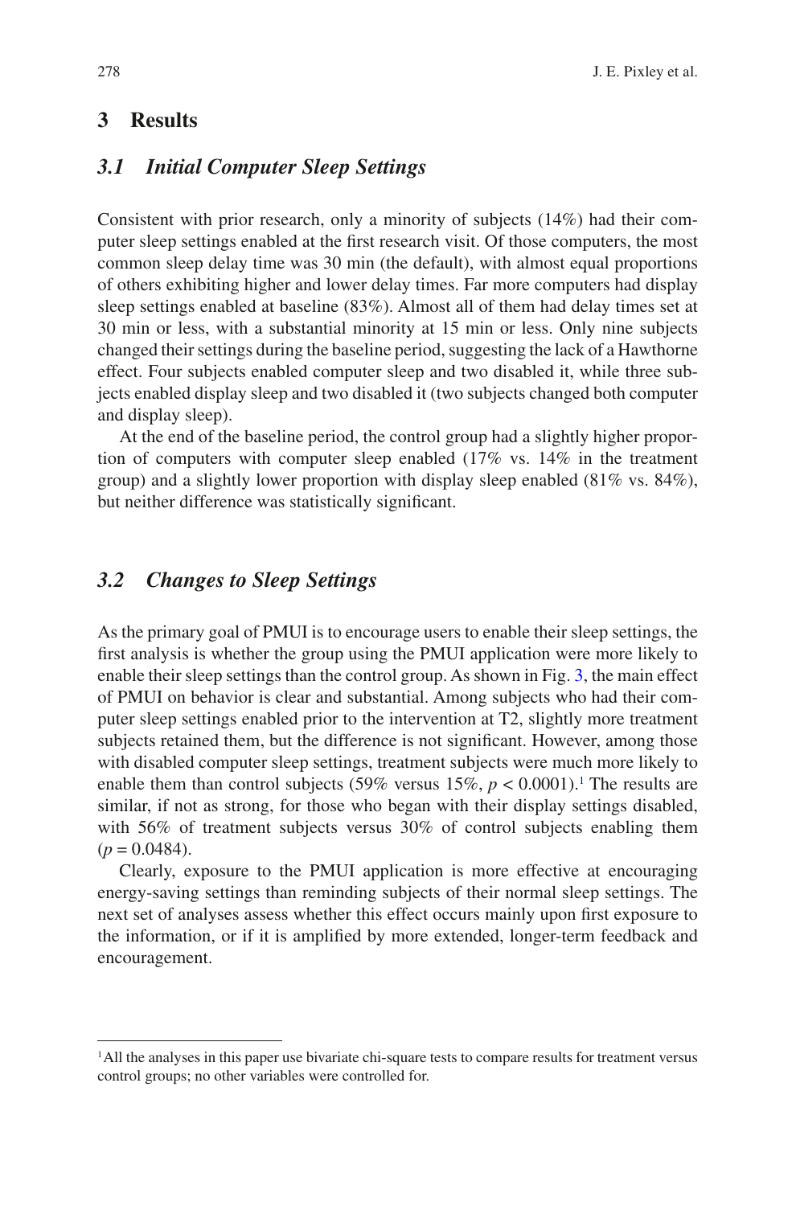## 3 Results

### *3.1 Initial Computer Sleep Settings*

Consistent with prior research, only a minority of subjects (14%) had their computer sleep settings enabled at the first research visit. Of those computers, the most common sleep delay time was 30 min (the default), with almost equal proportions of others exhibiting higher and lower delay times. Far more computers had display sleep settings enabled at baseline (83%). Almost all of them had delay times set at 30 min or less, with a substantial minority at 15 min or less. Only nine subjects changed their settings during the baseline period, suggesting the lack of a Hawthorne effect. Four subjects enabled computer sleep and two disabled it, while three subjects enabled display sleep and two disabled it (two subjects changed both computer and display sleep).

At the end of the baseline period, the control group had a slightly higher proportion of computers with computer sleep enabled (17% vs. 14% in the treatment group) and a slightly lower proportion with display sleep enabled (81% vs. 84%), but neither difference was statistically significant.

### *3.2 Changes to Sleep Settings*

As the primary goal of PMUI is to encourage users to enable their sleep settings, the first analysis is whether the group using the PMUI application were more likely to enable their sleep settings than the control group. As shown in Fig. 3, the main effect of PMUI on behavior is clear and substantial. Among subjects who had their computer sleep settings enabled prior to the intervention at T2, slightly more treatment subjects retained them, but the difference is not significant. However, among those with disabled computer sleep settings, treatment subjects were much more likely to enable them than control subjects (59% versus 15%, $p < 0.0001$).[1] The results are similar, if not as strong, for those who began with their display settings disabled, with 56% of treatment subjects versus 30% of control subjects enabling them ($p = 0.0484$).

Clearly, exposure to the PMUI application is more effective at encouraging energy-saving settings than reminding subjects of their normal sleep settings. The next set of analyses assess whether this effect occurs mainly upon first exposure to the information, or if it is amplified by more extended, longer-term feedback and encouragement.

[1] All the analyses in this paper use bivariate chi-square tests to compare results for treatment versus control groups; no other variables were controlled for.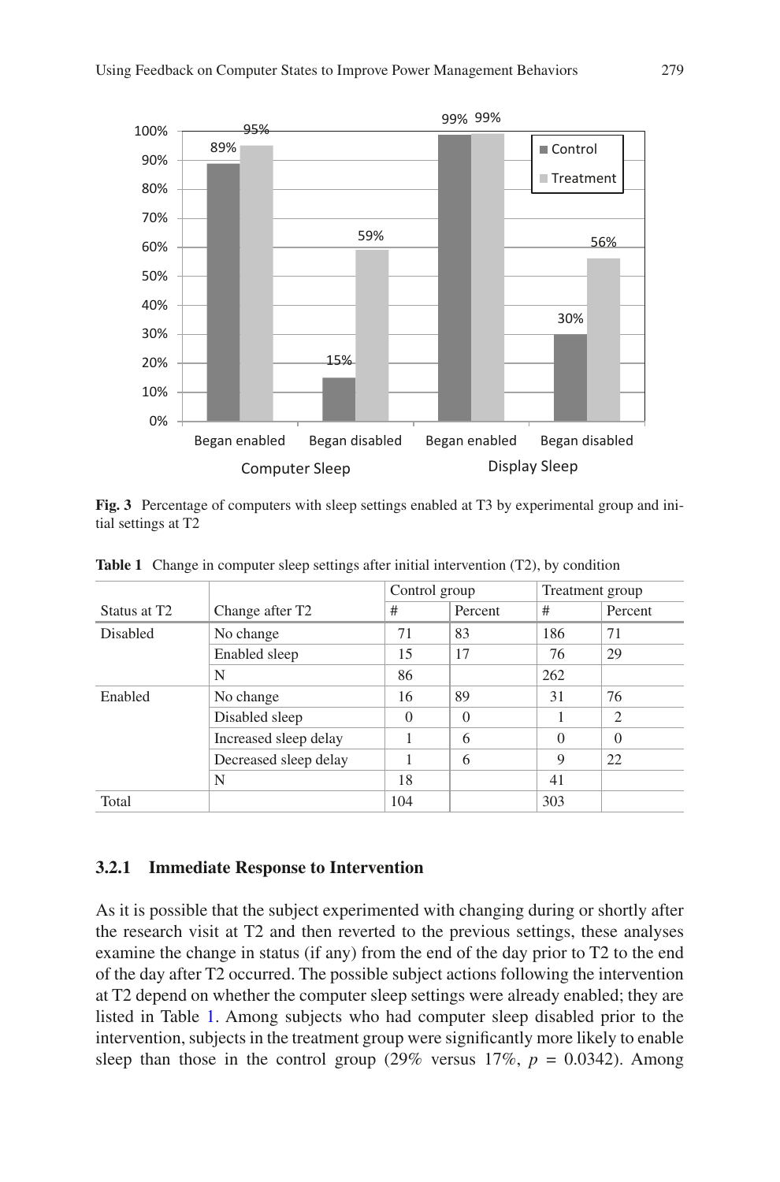**Fig. 3** Percentage of computers with sleep settings enabled at T3 by experimental group and initial settings at T2

**Table 1** Change in computer sleep settings after initial intervention (T2), by condition

| Status at T2 | Change after T2 | Control group | | Treatment group | |
|---|---|---|---|---|---|
| | | # | Percent | # | Percent |
| Disabled | No change | 71 | 83 | 186 | 71 |
| | Enabled sleep | 15 | 17 | 76 | 29 |
| | N | 86 | | 262 | |
| Enabled | No change | 16 | 89 | 31 | 76 |
| | Disabled sleep | 0 | 0 | 1 | 2 |
| | Increased sleep delay | 1 | 6 | 0 | 0 |
| | Decreased sleep delay | 1 | 6 | 9 | 22 |
| | N | 18 | | 41 | |
| Total | | 104 | | 303 | |

### 3.2.1 Immediate Response to Intervention

As it is possible that the subject experimented with changing during or shortly after the research visit at T2 and then reverted to the previous settings, these analyses examine the change in status (if any) from the end of the day prior to T2 to the end of the day after T2 occurred. The possible subject actions following the intervention at T2 depend on whether the computer sleep settings were already enabled; they are listed in Table 1. Among subjects who had computer sleep disabled prior to the intervention, subjects in the treatment group were significantly more likely to enable sleep than those in the control group (29% versus 17%, $p = 0.0342$). Among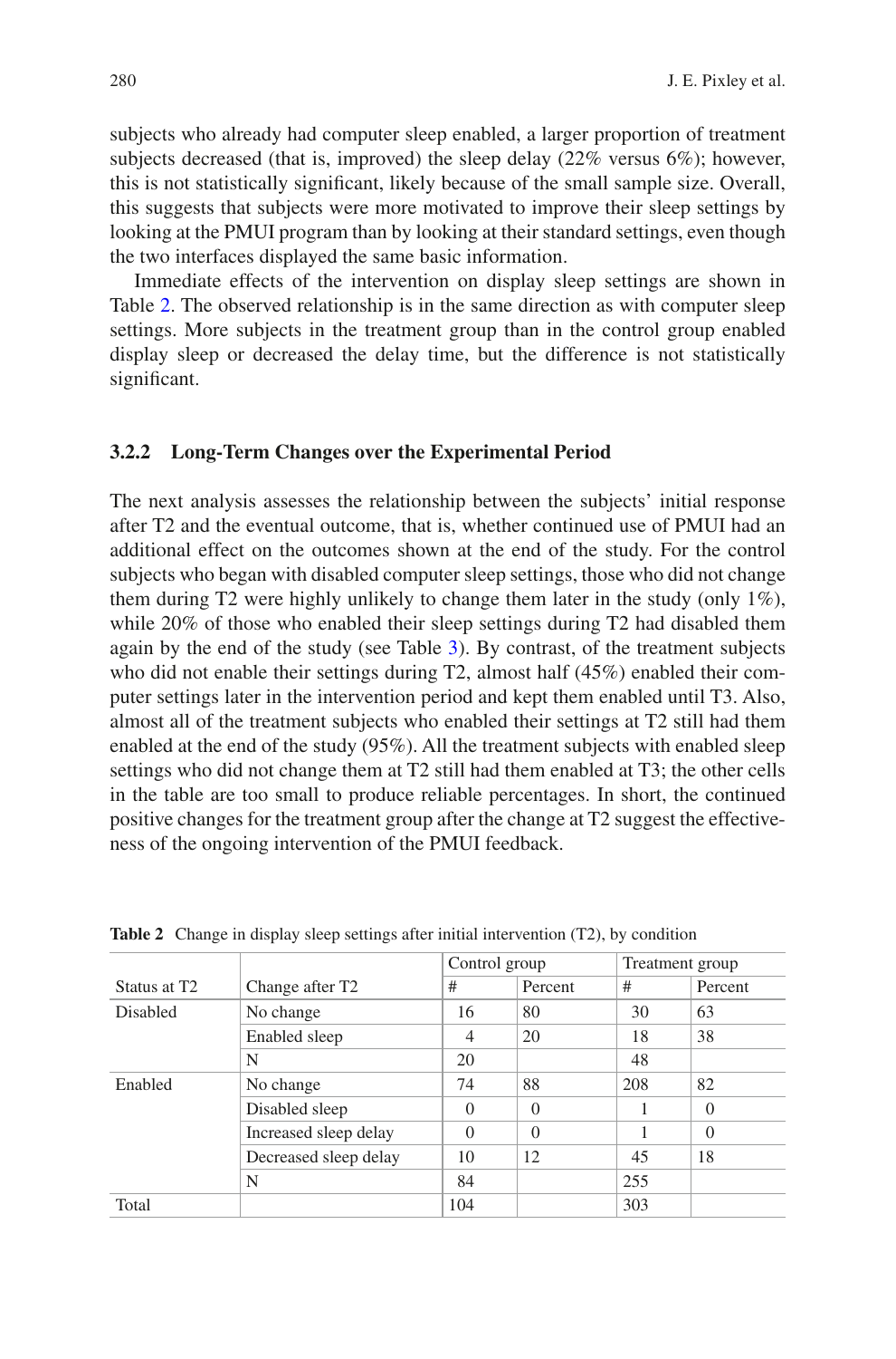subjects who already had computer sleep enabled, a larger proportion of treatment subjects decreased (that is, improved) the sleep delay (22% versus 6%); however, this is not statistically significant, likely because of the small sample size. Overall, this suggests that subjects were more motivated to improve their sleep settings by looking at the PMUI program than by looking at their standard settings, even though the two interfaces displayed the same basic information.

Immediate effects of the intervention on display sleep settings are shown in Table 2. The observed relationship is in the same direction as with computer sleep settings. More subjects in the treatment group than in the control group enabled display sleep or decreased the delay time, but the difference is not statistically significant.

### 3.2.2 Long-Term Changes over the Experimental Period

The next analysis assesses the relationship between the subjects' initial response after T2 and the eventual outcome, that is, whether continued use of PMUI had an additional effect on the outcomes shown at the end of the study. For the control subjects who began with disabled computer sleep settings, those who did not change them during T2 were highly unlikely to change them later in the study (only 1%), while 20% of those who enabled their sleep settings during T2 had disabled them again by the end of the study (see Table 3). By contrast, of the treatment subjects who did not enable their settings during T2, almost half (45%) enabled their computer settings later in the intervention period and kept them enabled until T3. Also, almost all of the treatment subjects who enabled their settings at T2 still had them enabled at the end of the study (95%). All the treatment subjects with enabled sleep settings who did not change them at T2 still had them enabled at T3; the other cells in the table are too small to produce reliable percentages. In short, the continued positive changes for the treatment group after the change at T2 suggest the effectiveness of the ongoing intervention of the PMUI feedback.

**Table 2** Change in display sleep settings after initial intervention (T2), by condition

| | | Control group | | Treatment group | |
|---|---|---|---|---|---|
| Status at T2 | Change after T2 | # | Percent | # | Percent |
| Disabled | No change | 16 | 80 | 30 | 63 |
| | Enabled sleep | 4 | 20 | 18 | 38 |
| | N | 20 | | 48 | |
| Enabled | No change | 74 | 88 | 208 | 82 |
| | Disabled sleep | 0 | 0 | 1 | 0 |
| | Increased sleep delay | 0 | 0 | 1 | 0 |
| | Decreased sleep delay | 10 | 12 | 45 | 18 |
| | N | 84 | | 255 | |
| Total | | 104 | | 303 | |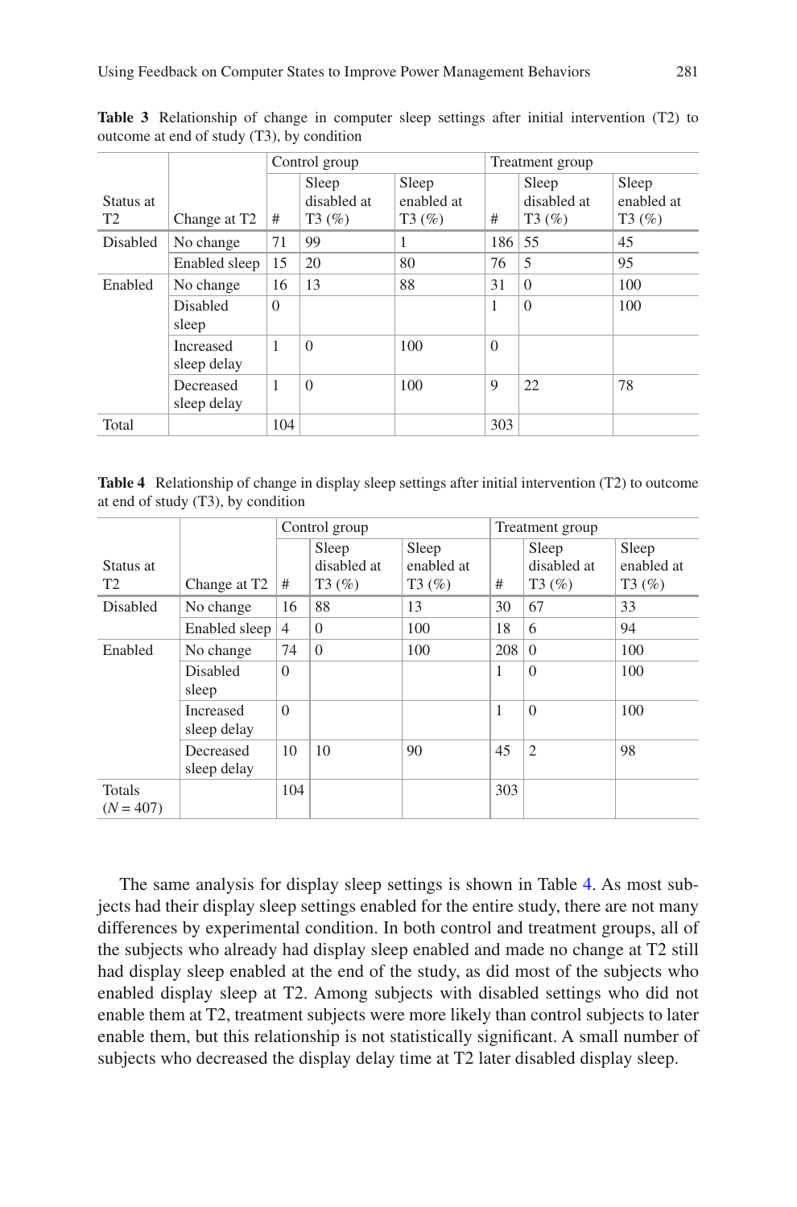**Table 3** Relationship of change in computer sleep settings after initial intervention (T2) to outcome at end of study (T3), by condition

| | | Control group | | | Treatment group | | |
|---|---|---|---|---|---|---|---|
| Status at T2 | Change at T2 | # | Sleep disabled at T3 (%) | Sleep enabled at T3 (%) | # | Sleep disabled at T3 (%) | Sleep enabled at T3 (%) |
| Disabled | No change | 71 | 99 | 1 | 186 | 55 | 45 |
| | Enabled sleep | 15 | 20 | 80 | 76 | 5 | 95 |
| Enabled | No change | 16 | 13 | 88 | 31 | 0 | 100 |
| | Disabled sleep | 0 | | | 1 | 0 | 100 |
| | Increased sleep delay | 1 | 0 | 100 | 0 | | |
| | Decreased sleep delay | 1 | 0 | 100 | 9 | 22 | 78 |
| Total | | 104 | | | 303 | | |

**Table 4** Relationship of change in display sleep settings after initial intervention (T2) to outcome at end of study (T3), by condition

| | | Control group | | | Treatment group | | |
|---|---|---|---|---|---|---|---|
| Status at T2 | Change at T2 | # | Sleep disabled at T3 (%) | Sleep enabled at T3 (%) | # | Sleep disabled at T3 (%) | Sleep enabled at T3 (%) |
| Disabled | No change | 16 | 88 | 13 | 30 | 67 | 33 |
| | Enabled sleep | 4 | 0 | 100 | 18 | 6 | 94 |
| Enabled | No change | 74 | 0 | 100 | 208 | 0 | 100 |
| | Disabled sleep | 0 | | | 1 | 0 | 100 |
| | Increased sleep delay | 0 | | | 1 | 0 | 100 |
| | Decreased sleep delay | 10 | 10 | 90 | 45 | 2 | 98 |
| Totals ($N = 407$) | | 104 | | | 303 | | |

The same analysis for display sleep settings is shown in Table 4. As most subjects had their display sleep settings enabled for the entire study, there are not many differences by experimental condition. In both control and treatment groups, all of the subjects who already had display sleep enabled and made no change at T2 still had display sleep enabled at the end of the study, as did most of the subjects who enabled display sleep at T2. Among subjects with disabled settings who did not enable them at T2, treatment subjects were more likely than control subjects to later enable them, but this relationship is not statistically significant. A small number of subjects who decreased the display delay time at T2 later disabled display sleep.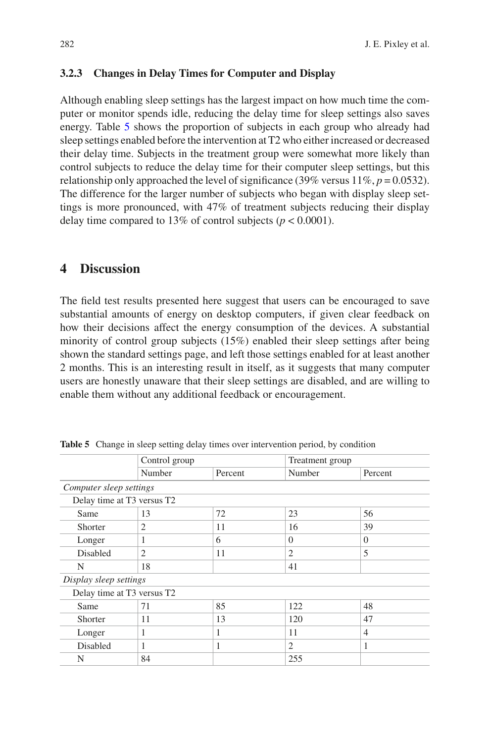#### 3.2.3 Changes in Delay Times for Computer and Display

Although enabling sleep settings has the largest impact on how much time the computer or monitor spends idle, reducing the delay time for sleep settings also saves energy. Table 5 shows the proportion of subjects in each group who already had sleep settings enabled before the intervention at T2 who either increased or decreased their delay time. Subjects in the treatment group were somewhat more likely than control subjects to reduce the delay time for their computer sleep settings, but this relationship only approached the level of significance (39% versus 11%, $p = 0.0532$). The difference for the larger number of subjects who began with display sleep settings is more pronounced, with 47% of treatment subjects reducing their display delay time compared to 13% of control subjects ($p < 0.0001$).

## 4 Discussion

The field test results presented here suggest that users can be encouraged to save substantial amounts of energy on desktop computers, if given clear feedback on how their decisions affect the energy consumption of the devices. A substantial minority of control group subjects (15%) enabled their sleep settings after being shown the standard settings page, and left those settings enabled for at least another 2 months. This is an interesting result in itself, as it suggests that many computer users are honestly unaware that their sleep settings are disabled, and are willing to enable them without any additional feedback or encouragement.

**Table 5** Change in sleep setting delay times over intervention period, by condition

| | Control group | | Treatment group | |
|---|---|---|---|---|
| | Number | Percent | Number | Percent |
| *Computer sleep settings* | | | | |
| Delay time at T3 versus T2 | | | | |
| Same | 13 | 72 | 23 | 56 |
| Shorter | 2 | 11 | 16 | 39 |
| Longer | 1 | 6 | 0 | 0 |
| Disabled | 2 | 11 | 2 | 5 |
| N | 18 | | 41 | |
| *Display sleep settings* | | | | |
| Delay time at T3 versus T2 | | | | |
| Same | 71 | 85 | 122 | 48 |
| Shorter | 11 | 13 | 120 | 47 |
| Longer | 1 | 1 | 11 | 4 |
| Disabled | 1 | 1 | 2 | 1 |
| N | 84 | | 255 | |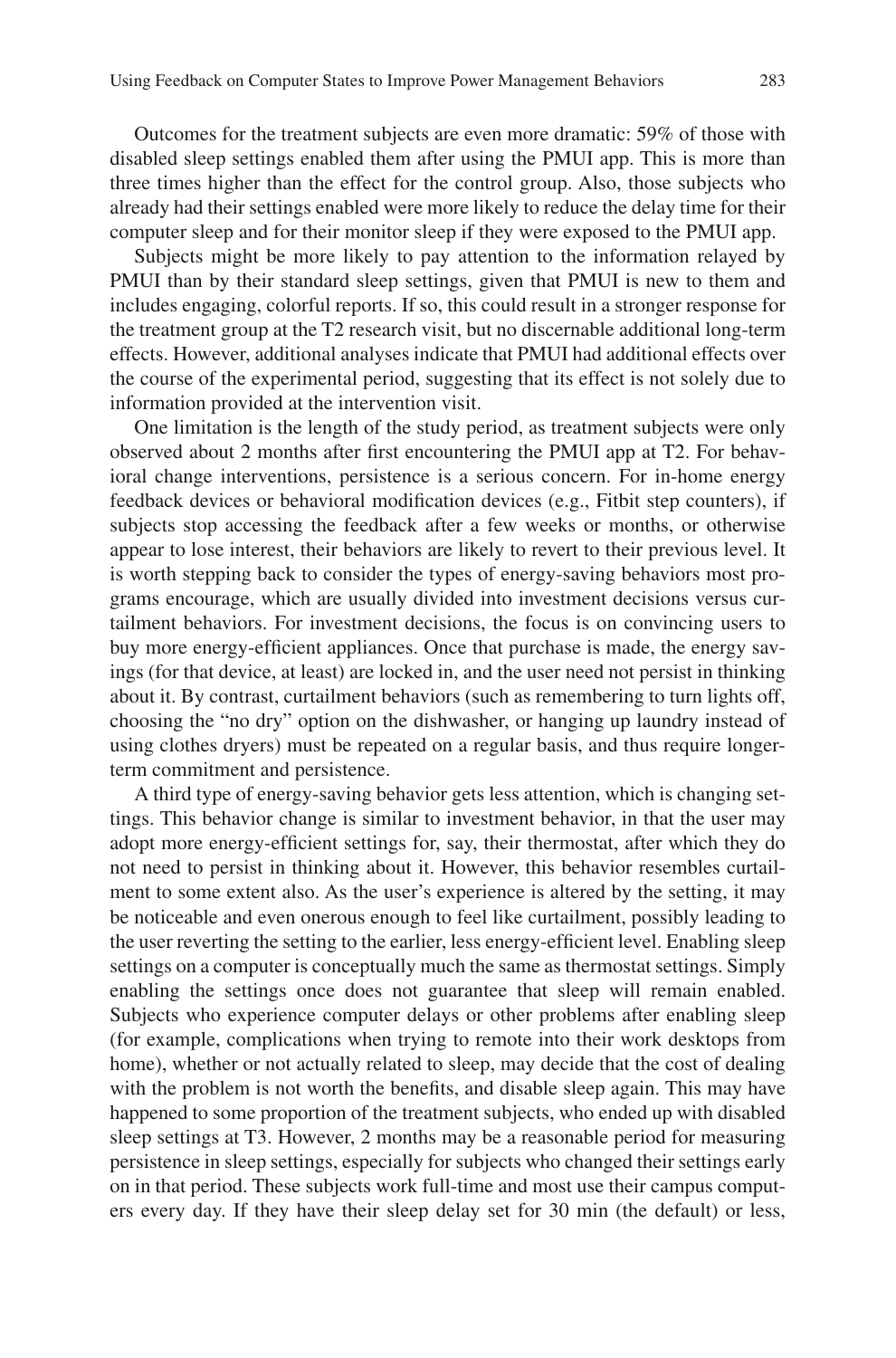Outcomes for the treatment subjects are even more dramatic: 59% of those with disabled sleep settings enabled them after using the PMUI app. This is more than three times higher than the effect for the control group. Also, those subjects who already had their settings enabled were more likely to reduce the delay time for their computer sleep and for their monitor sleep if they were exposed to the PMUI app.

Subjects might be more likely to pay attention to the information relayed by PMUI than by their standard sleep settings, given that PMUI is new to them and includes engaging, colorful reports. If so, this could result in a stronger response for the treatment group at the T2 research visit, but no discernable additional long-term effects. However, additional analyses indicate that PMUI had additional effects over the course of the experimental period, suggesting that its effect is not solely due to information provided at the intervention visit.

One limitation is the length of the study period, as treatment subjects were only observed about 2 months after first encountering the PMUI app at T2. For behavioral change interventions, persistence is a serious concern. For in-home energy feedback devices or behavioral modification devices (e.g., Fitbit step counters), if subjects stop accessing the feedback after a few weeks or months, or otherwise appear to lose interest, their behaviors are likely to revert to their previous level. It is worth stepping back to consider the types of energy-saving behaviors most programs encourage, which are usually divided into investment decisions versus curtailment behaviors. For investment decisions, the focus is on convincing users to buy more energy-efficient appliances. Once that purchase is made, the energy savings (for that device, at least) are locked in, and the user need not persist in thinking about it. By contrast, curtailment behaviors (such as remembering to turn lights off, choosing the "no dry" option on the dishwasher, or hanging up laundry instead of using clothes dryers) must be repeated on a regular basis, and thus require longer-term commitment and persistence.

A third type of energy-saving behavior gets less attention, which is changing settings. This behavior change is similar to investment behavior, in that the user may adopt more energy-efficient settings for, say, their thermostat, after which they do not need to persist in thinking about it. However, this behavior resembles curtailment to some extent also. As the user's experience is altered by the setting, it may be noticeable and even onerous enough to feel like curtailment, possibly leading to the user reverting the setting to the earlier, less energy-efficient level. Enabling sleep settings on a computer is conceptually much the same as thermostat settings. Simply enabling the settings once does not guarantee that sleep will remain enabled. Subjects who experience computer delays or other problems after enabling sleep (for example, complications when trying to remote into their work desktops from home), whether or not actually related to sleep, may decide that the cost of dealing with the problem is not worth the benefits, and disable sleep again. This may have happened to some proportion of the treatment subjects, who ended up with disabled sleep settings at T3. However, 2 months may be a reasonable period for measuring persistence in sleep settings, especially for subjects who changed their settings early on in that period. These subjects work full-time and most use their campus computers every day. If they have their sleep delay set for 30 min (the default) or less,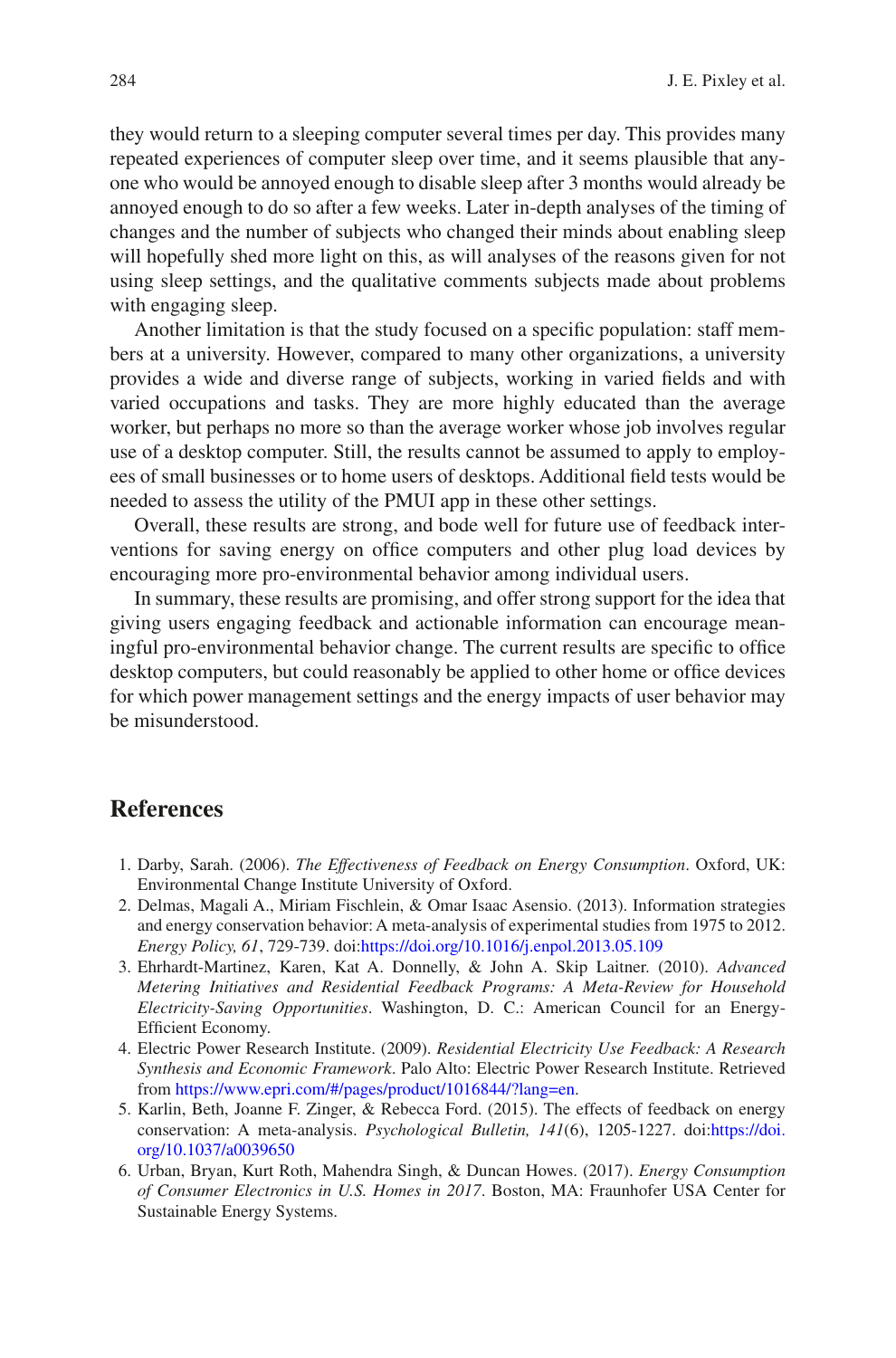they would return to a sleeping computer several times per day. This provides many repeated experiences of computer sleep over time, and it seems plausible that anyone who would be annoyed enough to disable sleep after 3 months would already be annoyed enough to do so after a few weeks. Later in-depth analyses of the timing of changes and the number of subjects who changed their minds about enabling sleep will hopefully shed more light on this, as will analyses of the reasons given for not using sleep settings, and the qualitative comments subjects made about problems with engaging sleep.

Another limitation is that the study focused on a specific population: staff members at a university. However, compared to many other organizations, a university provides a wide and diverse range of subjects, working in varied fields and with varied occupations and tasks. They are more highly educated than the average worker, but perhaps no more so than the average worker whose job involves regular use of a desktop computer. Still, the results cannot be assumed to apply to employees of small businesses or to home users of desktops. Additional field tests would be needed to assess the utility of the PMUI app in these other settings.

Overall, these results are strong, and bode well for future use of feedback interventions for saving energy on office computers and other plug load devices by encouraging more pro-environmental behavior among individual users.

In summary, these results are promising, and offer strong support for the idea that giving users engaging feedback and actionable information can encourage meaningful pro-environmental behavior change. The current results are specific to office desktop computers, but could reasonably be applied to other home or office devices for which power management settings and the energy impacts of user behavior may be misunderstood.

## References

1. Darby, Sarah. (2006). *The Effectiveness of Feedback on Energy Consumption*. Oxford, UK: Environmental Change Institute University of Oxford.
2. Delmas, Magali A., Miriam Fischlein, & Omar Isaac Asensio. (2013). Information strategies and energy conservation behavior: A meta-analysis of experimental studies from 1975 to 2012. *Energy Policy, 61*, 729-739. doi:https://doi.org/10.1016/j.enpol.2013.05.109
3. Ehrhardt-Martinez, Karen, Kat A. Donnelly, & John A. Skip Laitner. (2010). *Advanced Metering Initiatives and Residential Feedback Programs: A Meta-Review for Household Electricity-Saving Opportunities*. Washington, D. C.: American Council for an Energy-Efficient Economy.
4. Electric Power Research Institute. (2009). *Residential Electricity Use Feedback: A Research Synthesis and Economic Framework*. Palo Alto: Electric Power Research Institute. Retrieved from https://www.epri.com/#/pages/product/1016844/?lang=en.
5. Karlin, Beth, Joanne F. Zinger, & Rebecca Ford. (2015). The effects of feedback on energy conservation: A meta-analysis. *Psychological Bulletin, 141*(6), 1205-1227. doi:https://doi.org/10.1037/a0039650
6. Urban, Bryan, Kurt Roth, Mahendra Singh, & Duncan Howes. (2017). *Energy Consumption of Consumer Electronics in U.S. Homes in 2017*. Boston, MA: Fraunhofer USA Center for Sustainable Energy Systems.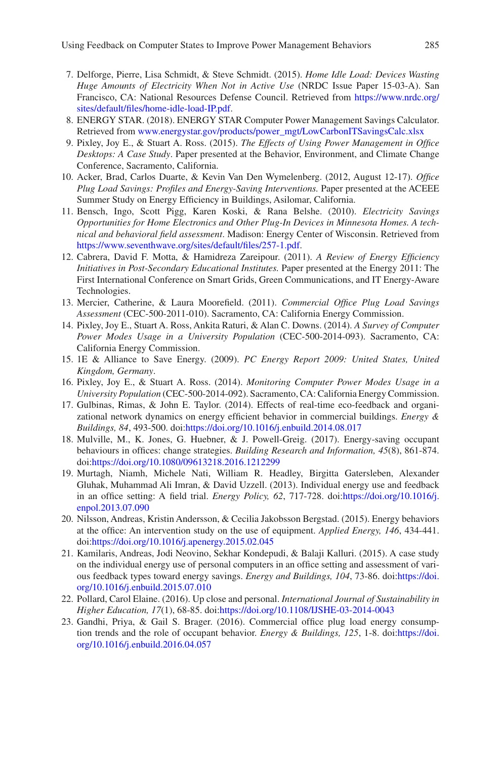7. Delforge, Pierre, Lisa Schmidt, & Steve Schmidt. (2015). *Home Idle Load: Devices Wasting Huge Amounts of Electricity When Not in Active Use* (NRDC Issue Paper 15-03-A). San Francisco, CA: National Resources Defense Council. Retrieved from https://www.nrdc.org/sites/default/files/home-idle-load-IP.pdf.
8. ENERGY STAR. (2018). ENERGY STAR Computer Power Management Savings Calculator. Retrieved from www.energystar.gov/products/power_mgt/LowCarbonITSavingsCalc.xlsx
9. Pixley, Joy E., & Stuart A. Ross. (2015). *The Effects of Using Power Management in Office Desktops: A Case Study*. Paper presented at the Behavior, Environment, and Climate Change Conference, Sacramento, California.
10. Acker, Brad, Carlos Duarte, & Kevin Van Den Wymelenberg. (2012, August 12-17). *Office Plug Load Savings: Profiles and Energy-Saving Interventions.* Paper presented at the ACEEE Summer Study on Energy Efficiency in Buildings, Asilomar, California.
11. Bensch, Ingo, Scott Pigg, Karen Koski, & Rana Belshe. (2010). *Electricity Savings Opportunities for Home Electronics and Other Plug-In Devices in Minnesota Homes. A technical and behavioral field assessment*. Madison: Energy Center of Wisconsin. Retrieved from https://www.seventhwave.org/sites/default/files/257-1.pdf.
12. Cabrera, David F. Motta, & Hamidreza Zareipour. (2011). *A Review of Energy Efficiency Initiatives in Post-Secondary Educational Institutes.* Paper presented at the Energy 2011: The First International Conference on Smart Grids, Green Communications, and IT Energy-Aware Technologies.
13. Mercier, Catherine, & Laura Moorefield. (2011). *Commercial Office Plug Load Savings Assessment* (CEC-500-2011-010). Sacramento, CA: California Energy Commission.
14. Pixley, Joy E., Stuart A. Ross, Ankita Raturi, & Alan C. Downs. (2014). *A Survey of Computer Power Modes Usage in a University Population* (CEC-500-2014-093). Sacramento, CA: California Energy Commission.
15. 1E & Alliance to Save Energy. (2009). *PC Energy Report 2009: United States, United Kingdom, Germany*.
16. Pixley, Joy E., & Stuart A. Ross. (2014). *Monitoring Computer Power Modes Usage in a University Population* (CEC-500-2014-092). Sacramento, CA: California Energy Commission.
17. Gulbinas, Rimas, & John E. Taylor. (2014). Effects of real-time eco-feedback and organizational network dynamics on energy efficient behavior in commercial buildings. *Energy & Buildings, 84*, 493-500. doi:https://doi.org/10.1016/j.enbuild.2014.08.017
18. Mulville, M., K. Jones, G. Huebner, & J. Powell-Greig. (2017). Energy-saving occupant behaviours in offices: change strategies. *Building Research and Information, 45*(8), 861-874. doi:https://doi.org/10.1080/09613218.2016.1212299
19. Murtagh, Niamh, Michele Nati, William R. Headley, Birgitta Gatersleben, Alexander Gluhak, Muhammad Ali Imran, & David Uzzell. (2013). Individual energy use and feedback in an office setting: A field trial. *Energy Policy, 62*, 717-728. doi:https://doi.org/10.1016/j.enpol.2013.07.090
20. Nilsson, Andreas, Kristin Andersson, & Cecilia Jakobsson Bergstad. (2015). Energy behaviors at the office: An intervention study on the use of equipment. *Applied Energy, 146*, 434-441. doi:https://doi.org/10.1016/j.apenergy.2015.02.045
21. Kamilaris, Andreas, Jodi Neovino, Sekhar Kondepudi, & Balaji Kalluri. (2015). A case study on the individual energy use of personal computers in an office setting and assessment of various feedback types toward energy savings. *Energy and Buildings, 104*, 73-86. doi:https://doi.org/10.1016/j.enbuild.2015.07.010
22. Pollard, Carol Elaine. (2016). Up close and personal. *International Journal of Sustainability in Higher Education, 17*(1), 68-85. doi:https://doi.org/10.1108/IJSHE-03-2014-0043
23. Gandhi, Priya, & Gail S. Brager. (2016). Commercial office plug load energy consumption trends and the role of occupant behavior. *Energy & Buildings, 125*, 1-8. doi:https://doi.org/10.1016/j.enbuild.2016.04.057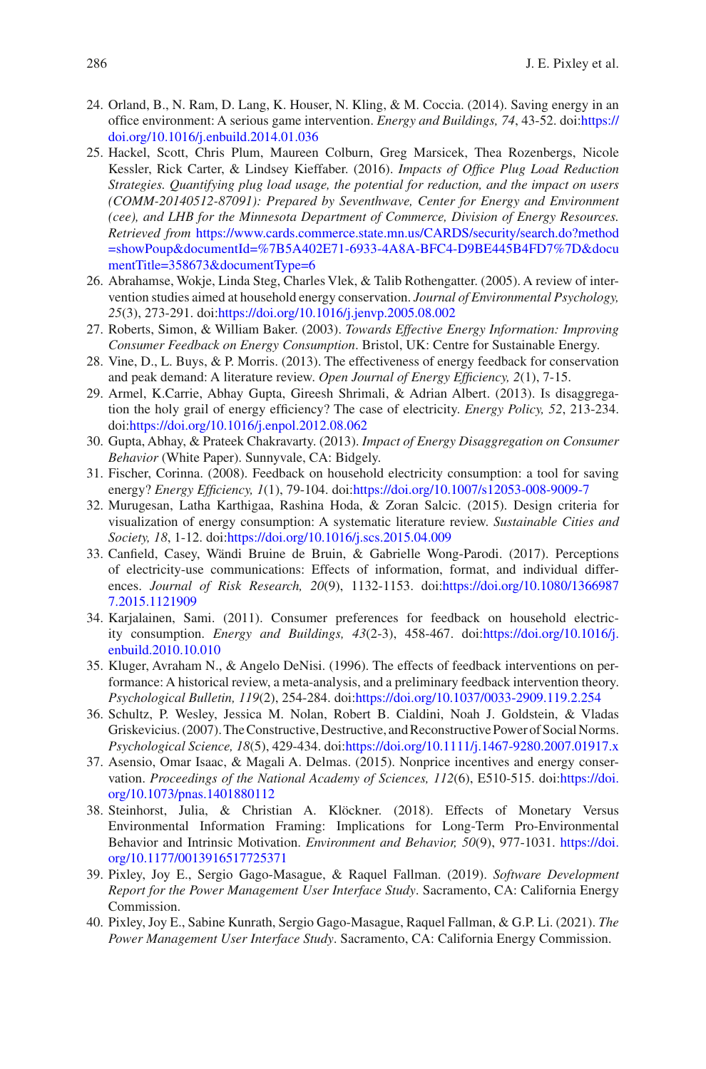24. Orland, B., N. Ram, D. Lang, K. Houser, N. Kling, & M. Coccia. (2014). Saving energy in an office environment: A serious game intervention. *Energy and Buildings, 74*, 43-52. doi:https://doi.org/10.1016/j.enbuild.2014.01.036
25. Hackel, Scott, Chris Plum, Maureen Colburn, Greg Marsicek, Thea Rozenbergs, Nicole Kessler, Rick Carter, & Lindsey Kieffaber. (2016). *Impacts of Office Plug Load Reduction Strategies. Quantifying plug load usage, the potential for reduction, and the impact on users (COMM-20140512-87091): Prepared by Seventhwave, Center for Energy and Environment (cee), and LHB for the Minnesota Department of Commerce, Division of Energy Resources. Retrieved from* https://www.cards.commerce.state.mn.us/CARDS/security/search.do?method=showPoup&documentId=%7B5A402E71-6933-4A8A-BFC4-D9BE445B4FD7%7D&documentTitle=358673&documentType=6
26. Abrahamse, Wokje, Linda Steg, Charles Vlek, & Talib Rothengatter. (2005). A review of intervention studies aimed at household energy conservation. *Journal of Environmental Psychology, 25*(3), 273-291. doi:https://doi.org/10.1016/j.jenvp.2005.08.002
27. Roberts, Simon, & William Baker. (2003). *Towards Effective Energy Information: Improving Consumer Feedback on Energy Consumption*. Bristol, UK: Centre for Sustainable Energy.
28. Vine, D., L. Buys, & P. Morris. (2013). The effectiveness of energy feedback for conservation and peak demand: A literature review. *Open Journal of Energy Efficiency, 2*(1), 7-15.
29. Armel, K.Carrie, Abhay Gupta, Gireesh Shrimali, & Adrian Albert. (2013). Is disaggregation the holy grail of energy efficiency? The case of electricity. *Energy Policy, 52*, 213-234. doi:https://doi.org/10.1016/j.enpol.2012.08.062
30. Gupta, Abhay, & Prateek Chakravarty. (2013). *Impact of Energy Disaggregation on Consumer Behavior* (White Paper). Sunnyvale, CA: Bidgely.
31. Fischer, Corinna. (2008). Feedback on household electricity consumption: a tool for saving energy? *Energy Efficiency, 1*(1), 79-104. doi:https://doi.org/10.1007/s12053-008-9009-7
32. Murugesan, Latha Karthigaa, Rashina Hoda, & Zoran Salcic. (2015). Design criteria for visualization of energy consumption: A systematic literature review. *Sustainable Cities and Society, 18*, 1-12. doi:https://doi.org/10.1016/j.scs.2015.04.009
33. Canfield, Casey, Wändi Bruine de Bruin, & Gabrielle Wong-Parodi. (2017). Perceptions of electricity-use communications: Effects of information, format, and individual differences. *Journal of Risk Research, 20*(9), 1132-1153. doi:https://doi.org/10.1080/13669877.2015.1121909
34. Karjalainen, Sami. (2011). Consumer preferences for feedback on household electricity consumption. *Energy and Buildings, 43*(2-3), 458-467. doi:https://doi.org/10.1016/j.enbuild.2010.10.010
35. Kluger, Avraham N., & Angelo DeNisi. (1996). The effects of feedback interventions on performance: A historical review, a meta-analysis, and a preliminary feedback intervention theory. *Psychological Bulletin, 119*(2), 254-284. doi:https://doi.org/10.1037/0033-2909.119.2.254
36. Schultz, P. Wesley, Jessica M. Nolan, Robert B. Cialdini, Noah J. Goldstein, & Vladas Griskevicius. (2007). The Constructive, Destructive, and Reconstructive Power of Social Norms. *Psychological Science, 18*(5), 429-434. doi:https://doi.org/10.1111/j.1467-9280.2007.01917.x
37. Asensio, Omar Isaac, & Magali A. Delmas. (2015). Nonprice incentives and energy conservation. *Proceedings of the National Academy of Sciences, 112*(6), E510-515. doi:https://doi.org/10.1073/pnas.1401880112
38. Steinhorst, Julia, & Christian A. Klöckner. (2018). Effects of Monetary Versus Environmental Information Framing: Implications for Long-Term Pro-Environmental Behavior and Intrinsic Motivation. *Environment and Behavior, 50*(9), 977-1031. https://doi.org/10.1177/0013916517725371
39. Pixley, Joy E., Sergio Gago-Masague, & Raquel Fallman. (2019). *Software Development Report for the Power Management User Interface Study*. Sacramento, CA: California Energy Commission.
40. Pixley, Joy E., Sabine Kunrath, Sergio Gago-Masague, Raquel Fallman, & G.P. Li. (2021). *The Power Management User Interface Study*. Sacramento, CA: California Energy Commission.